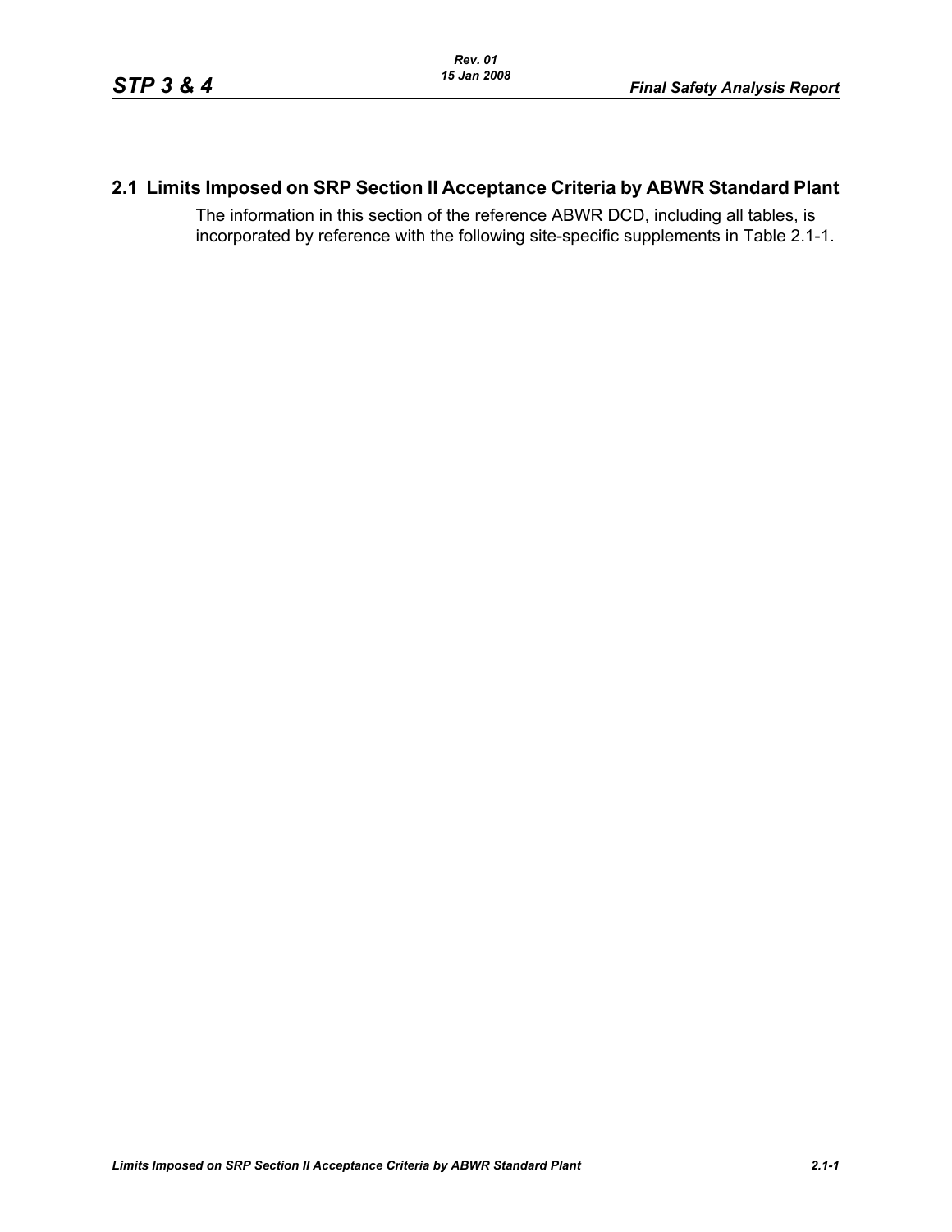## 2.1 Limits Imposed on SRP Section II Acceptance Criteria by ABWR Standard Plant

The information in this section of the reference ABWR DCD, including all tables, is incorporated by reference with the following site-specific supplements in Table 2.1-1.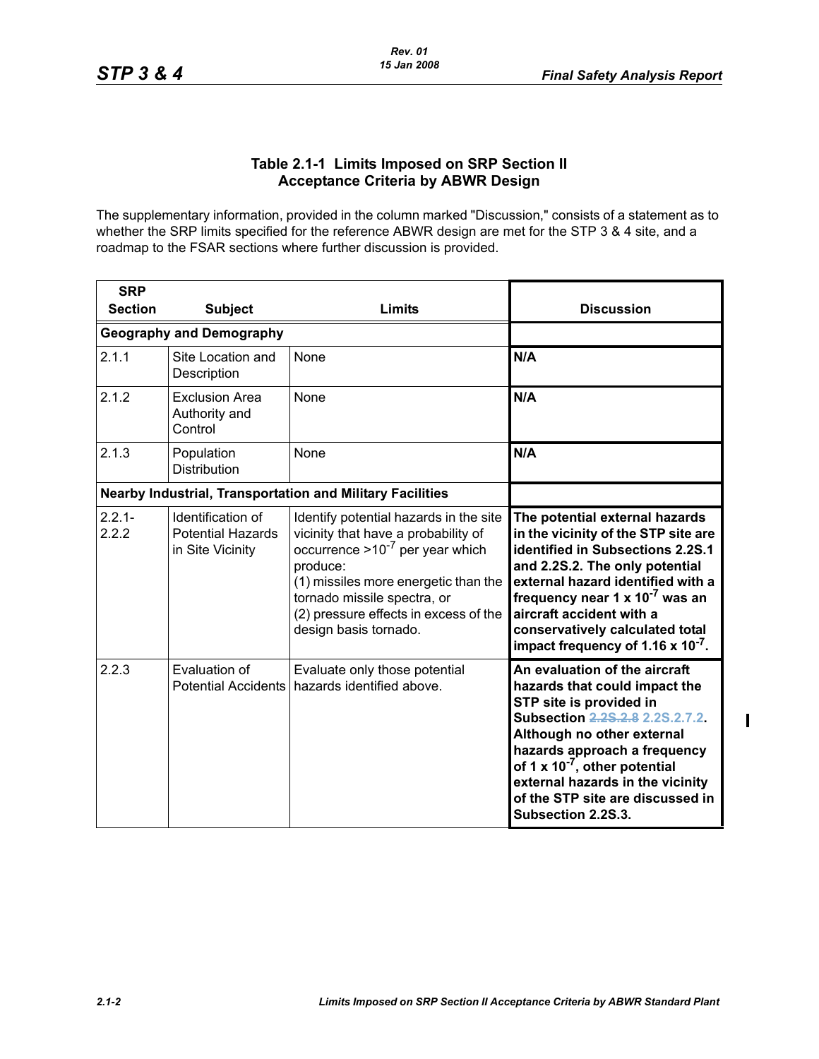## Table 2.1-1 Limits Imposed on SRP Section II Acceptance Criteria by ABWR Design

The supplementary information, provided in the column marked "Discussion," consists of a statement as to whether the SRP limits specified for the reference ABWR design are met for the STP 3 & 4 site, and a roadmap to the FSAR sections where further discussion is provided.

| SRP Section | Subject | Limits | Discussion |
|---|---|---|---|
| **Geography and Demography** | | | |
| 2.1.1 | Site Location and Description | None | **N/A** |
| 2.1.2 | Exclusion Area Authority and Control | None | **N/A** |
| 2.1.3 | Population Distribution | None | **N/A** |
| **Nearby Industrial, Transportation and Military Facilities** | | | |
| 2.2.1-2.2.2 | Identification of Potential Hazards in Site Vicinity | Identify potential hazards in the site vicinity that have a probability of occurrence $>10^{-7}$ per year which produce: (1) missiles more energetic than the tornado missile spectra, or (2) pressure effects in excess of the design basis tornado. | **The potential external hazards in the vicinity of the STP site are identified in Subsections 2.2S.1 and 2.2S.2. The only potential external hazard identified with a frequency near 1 x $10^{-7}$ was an aircraft accident with a conservatively calculated total impact frequency of 1.16 x $10^{-7}$.** |
| 2.2.3 | Evaluation of Potential Accidents | Evaluate only those potential hazards identified above. | **An evaluation of the aircraft hazards that could impact the STP site is provided in Subsection ~~2.2S.2.8~~ 2.2S.2.7.2. Although no other external hazards approach a frequency of 1 x $10^{-7}$, other potential external hazards in the vicinity of the STP site are discussed in Subsection 2.2S.3.** |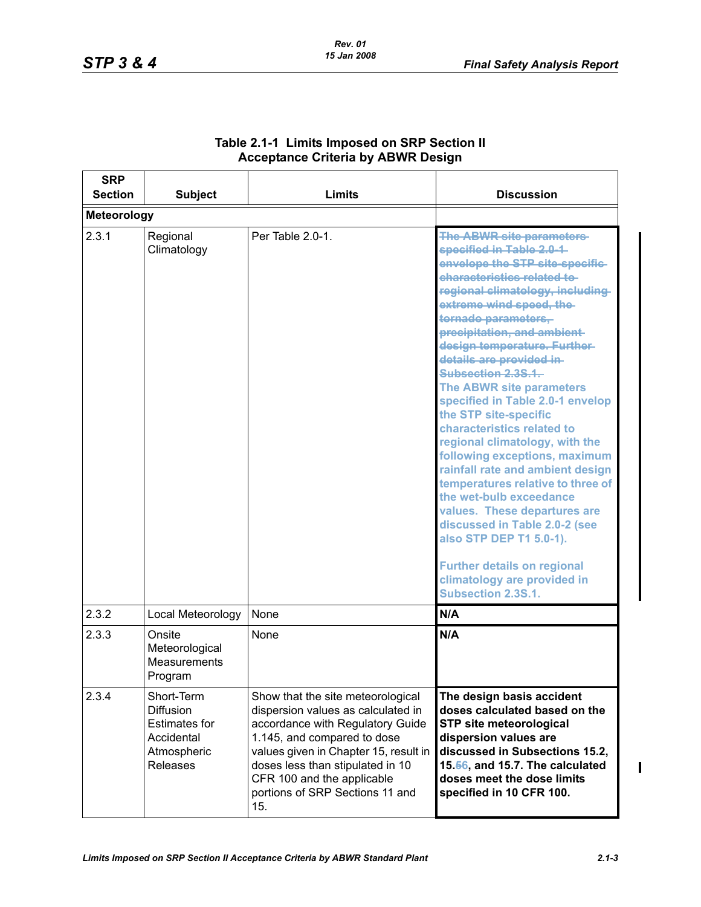**Table 2.1-1 Limits Imposed on SRP Section II Acceptance Criteria by ABWR Design**

| SRP Section | Subject | Limits | Discussion |
|---|---|---|---|
| **Meteorology** | | | |
| 2.3.1 | Regional Climatology | Per Table 2.0-1. | ~~The ABWR site parameters specified in Table 2.0-1 envelope the STP site-specific characteristics related to regional climatology, including extreme wind speed, the tornado parameters, precipitation, and ambient design temperature. Further details are provided in Subsection 2.3S.1.~~ The ABWR site parameters specified in Table 2.0-1 envelop the STP site-specific characteristics related to regional climatology, with the following exceptions, maximum rainfall rate and ambient design temperatures relative to three of the wet-bulb exceedance values. These departures are discussed in Table 2.0-2 (see also STP DEP T1 5.0-1).<br><br>Further details on regional climatology are provided in Subsection 2.3S.1. |
| 2.3.2 | Local Meteorology | None | **N/A** |
| 2.3.3 | Onsite Meteorological Measurements Program | None | **N/A** |
| 2.3.4 | Short-Term Diffusion Estimates for Accidental Atmospheric Releases | Show that the site meteorological dispersion values as calculated in accordance with Regulatory Guide 1.145, and compared to dose values given in Chapter 15, result in doses less than stipulated in 10 CFR 100 and the applicable portions of SRP Sections 11 and 15. | **The design basis accident doses calculated based on the STP site meteorological dispersion values are discussed in Subsections 15.2, 15.~~5~~6, and 15.7. The calculated doses meet the dose limits specified in 10 CFR 100.** |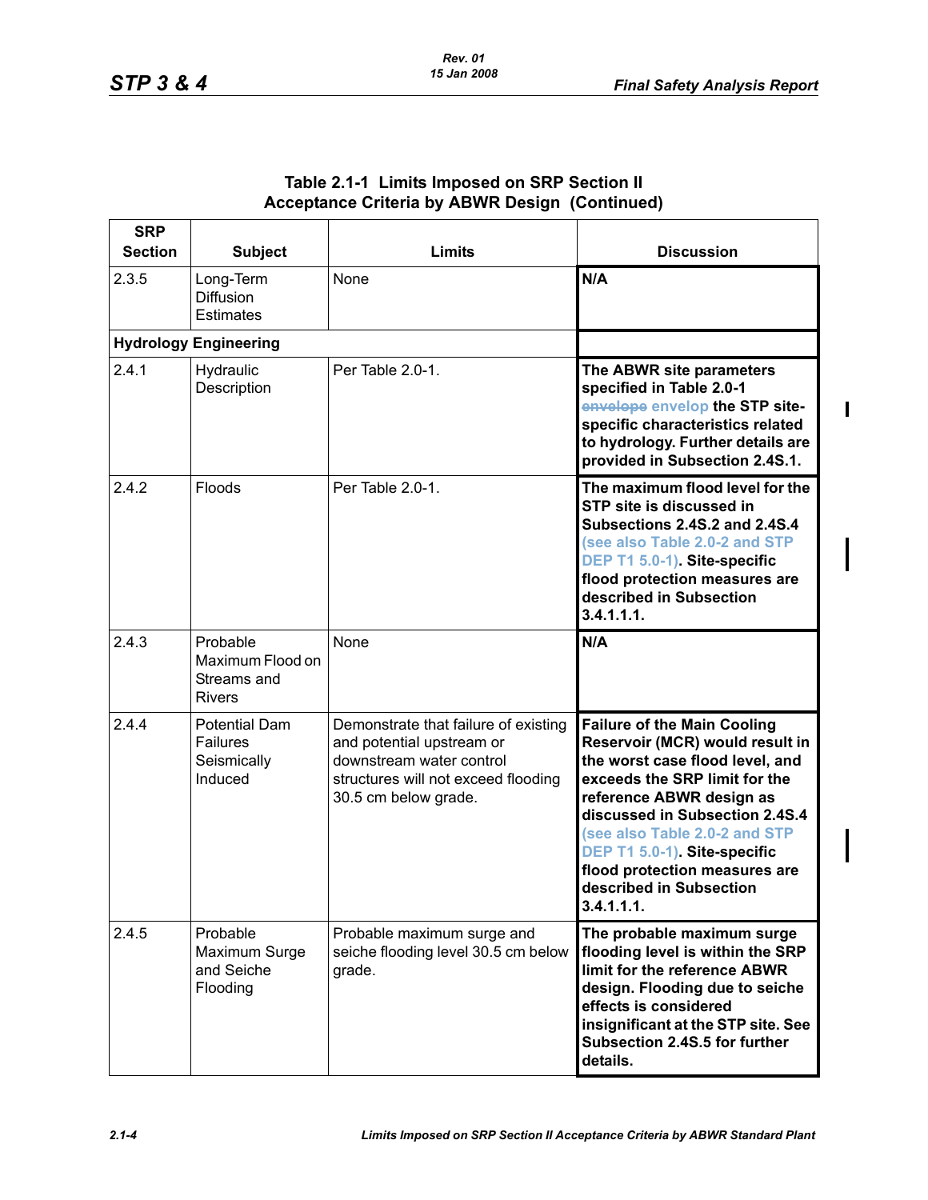**Table 2.1-1 Limits Imposed on SRP Section II Acceptance Criteria by ABWR Design (Continued)**

| SRP Section | Subject | Limits | Discussion |
|---|---|---|---|
| 2.3.5 | Long-Term Diffusion Estimates | None | **N/A** |
| **Hydrology Engineering** | | | |
| 2.4.1 | Hydraulic Description | Per Table 2.0-1. | **The ABWR site parameters specified in Table 2.0-1 ~~envelope~~ envelop the STP site-specific characteristics related to hydrology. Further details are provided in Subsection 2.4S.1.** |
| 2.4.2 | Floods | Per Table 2.0-1. | **The maximum flood level for the STP site is discussed in Subsections 2.4S.2 and 2.4S.4 (see also Table 2.0-2 and STP DEP T1 5.0-1). Site-specific flood protection measures are described in Subsection 3.4.1.1.1.** |
| 2.4.3 | Probable Maximum Flood on Streams and Rivers | None | **N/A** |
| 2.4.4 | Potential Dam Failures Seismically Induced | Demonstrate that failure of existing and potential upstream or downstream water control structures will not exceed flooding 30.5 cm below grade. | **Failure of the Main Cooling Reservoir (MCR) would result in the worst case flood level, and exceeds the SRP limit for the reference ABWR design as discussed in Subsection 2.4S.4 (see also Table 2.0-2 and STP DEP T1 5.0-1). Site-specific flood protection measures are described in Subsection 3.4.1.1.1.** |
| 2.4.5 | Probable Maximum Surge and Seiche Flooding | Probable maximum surge and seiche flooding level 30.5 cm below grade. | **The probable maximum surge flooding level is within the SRP limit for the reference ABWR design. Flooding due to seiche effects is considered insignificant at the STP site. See Subsection 2.4S.5 for further details.** |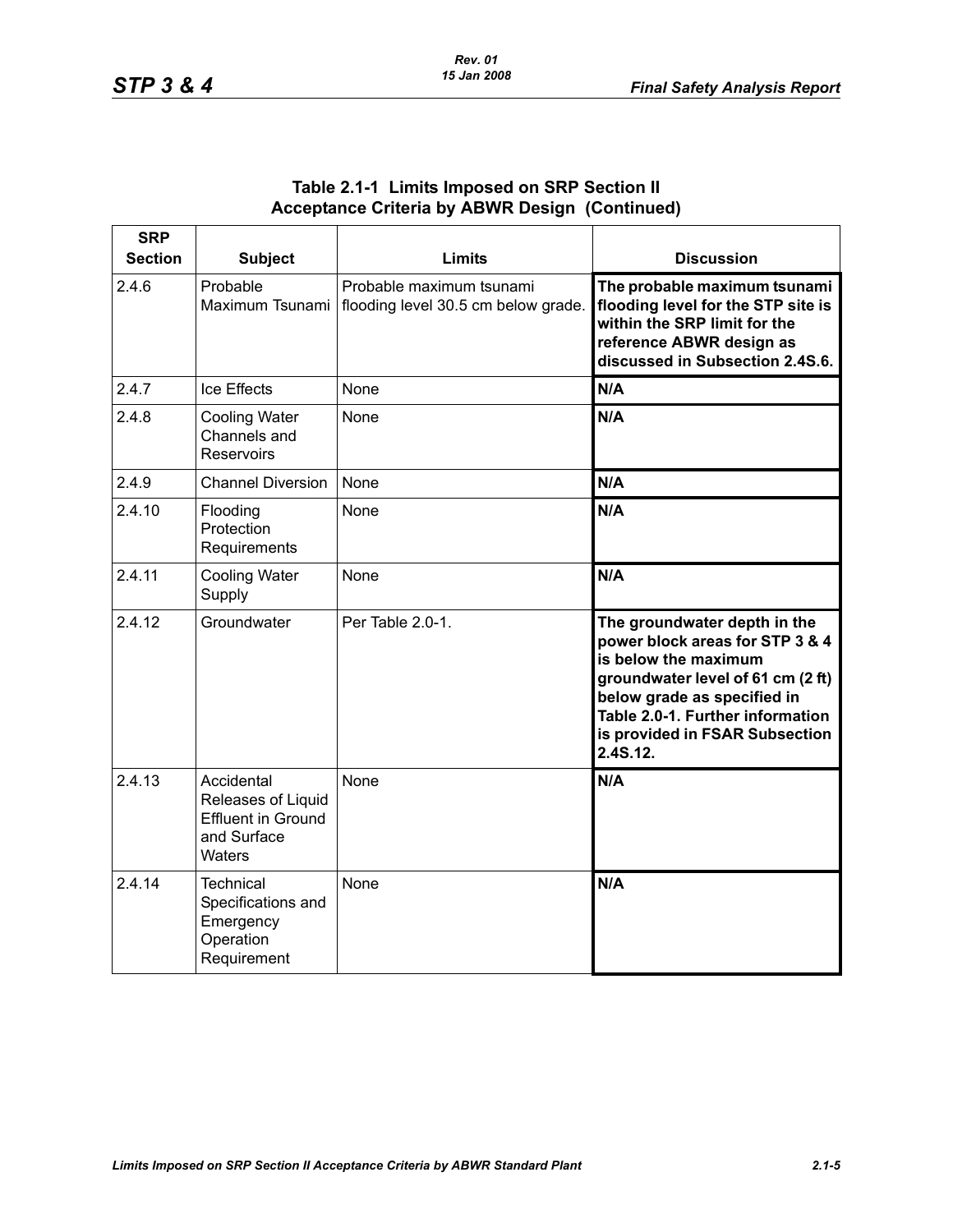### Table 2.1-1 Limits Imposed on SRP Section II Acceptance Criteria by ABWR Design (Continued)

| SRP Section | Subject | Limits | Discussion |
|---|---|---|---|
| 2.4.6 | Probable Maximum Tsunami | Probable maximum tsunami flooding level 30.5 cm below grade. | **The probable maximum tsunami flooding level for the STP site is within the SRP limit for the reference ABWR design as discussed in Subsection 2.4S.6.** |
| 2.4.7 | Ice Effects | None | **N/A** |
| 2.4.8 | Cooling Water Channels and Reservoirs | None | **N/A** |
| 2.4.9 | Channel Diversion | None | **N/A** |
| 2.4.10 | Flooding Protection Requirements | None | **N/A** |
| 2.4.11 | Cooling Water Supply | None | **N/A** |
| 2.4.12 | Groundwater | Per Table 2.0-1. | **The groundwater depth in the power block areas for STP 3 & 4 is below the maximum groundwater level of 61 cm (2 ft) below grade as specified in Table 2.0-1. Further information is provided in FSAR Subsection 2.4S.12.** |
| 2.4.13 | Accidental Releases of Liquid Effluent in Ground and Surface Waters | None | **N/A** |
| 2.4.14 | Technical Specifications and Emergency Operation Requirement | None | **N/A** |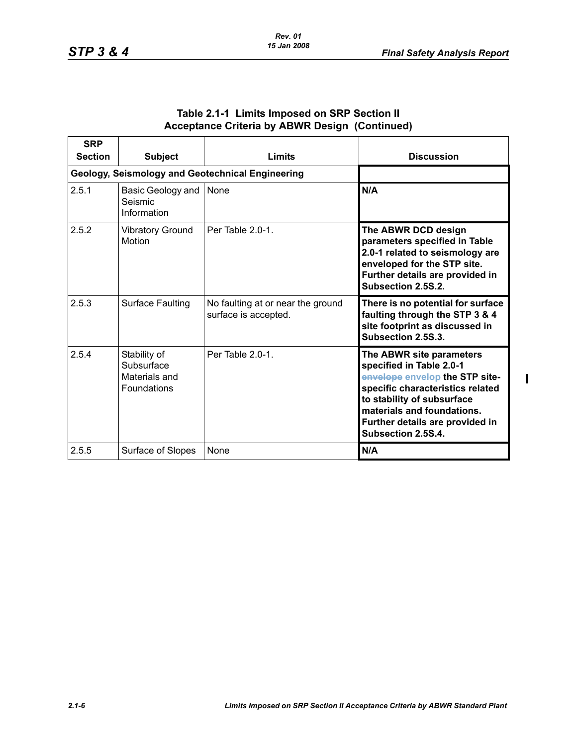Table 2.1-1 Limits Imposed on SRP Section II Acceptance Criteria by ABWR Design (Continued)

| SRP Section | Subject | Limits | Discussion |
|---|---|---|---|
| **Geology, Seismology and Geotechnical Engineering** | | | |
| 2.5.1 | Basic Geology and Seismic Information | None | **N/A** |
| 2.5.2 | Vibratory Ground Motion | Per Table 2.0-1. | **The ABWR DCD design parameters specified in Table 2.0-1 related to seismology are enveloped for the STP site. Further details are provided in Subsection 2.5S.2.** |
| 2.5.3 | Surface Faulting | No faulting at or near the ground surface is accepted. | **There is no potential for surface faulting through the STP 3 & 4 site footprint as discussed in Subsection 2.5S.3.** |
| 2.5.4 | Stability of Subsurface Materials and Foundations | Per Table 2.0-1. | **The ABWR site parameters specified in Table 2.0-1 ~~envelope~~ envelop the STP site-specific characteristics related to stability of subsurface materials and foundations. Further details are provided in Subsection 2.5S.4.** |
| 2.5.5 | Surface of Slopes | None | **N/A** |